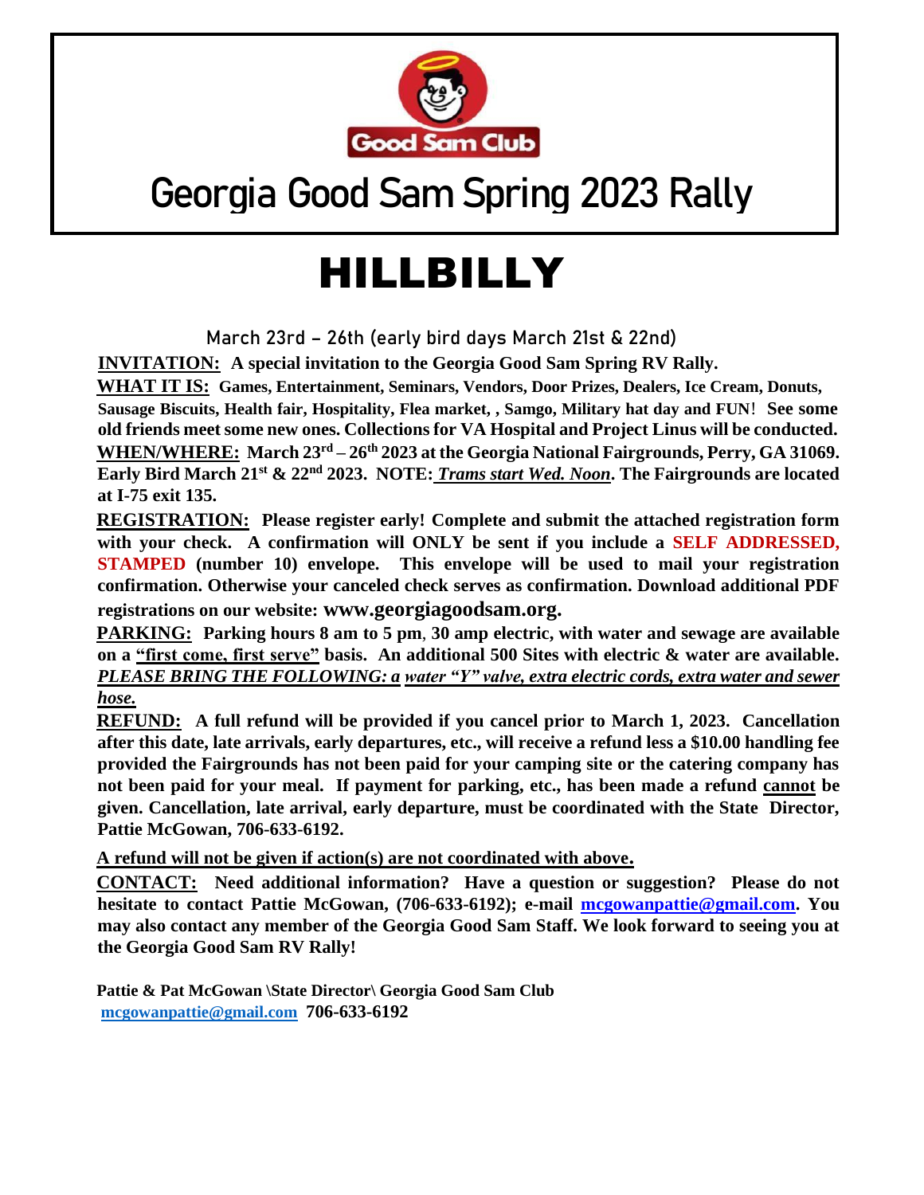# Georgia Good Sam Spring 2023 Rally

# HILLBILLY

March 23rd – 26th (early bird days March 21st & 22nd)

**INVITATION:** **A special invitation to the Georgia Good Sam Spring RV Rally.**

**WHAT IT IS:** **Games, Entertainment, Seminars, Vendors, Door Prizes, Dealers, Ice Cream, Donuts, Sausage Biscuits, Health fair, Hospitality, Flea market, , Samgo, Military hat day and FUN! See some old friends meet some new ones. Collections for VA Hospital and Project Linus will be conducted.**

**WHEN/WHERE:** **March 23rd – 26th 2023 at the Georgia National Fairgrounds, Perry, GA 31069. Early Bird March 21st & 22nd 2023. NOTE:** ***Trams start Wed. Noon*****. The Fairgrounds are located at I-75 exit 135.**

**REGISTRATION:** **Please register early! Complete and submit the attached registration form with your check. A confirmation will ONLY be sent if you include a SELF ADDRESSED, STAMPED (number 10) envelope. This envelope will be used to mail your registration confirmation. Otherwise your canceled check serves as confirmation. Download additional PDF registrations on our website: www.georgiagoodsam.org.**

**PARKING:** **Parking hours 8 am to 5 pm, 30 amp electric, with water and sewage are available on a "first come, first serve" basis. An additional 500 Sites with electric & water are available.** ***PLEASE BRING THE FOLLOWING: a water "Y" valve, extra electric cords, extra water and sewer hose.***

**REFUND:** **A full refund will be provided if you cancel prior to March 1, 2023. Cancellation after this date, late arrivals, early departures, etc., will receive a refund less a $10.00 handling fee provided the Fairgrounds has not been paid for your camping site or the catering company has not been paid for your meal. If payment for parking, etc., has been made a refund cannot be given. Cancellation, late arrival, early departure, must be coordinated with the State Director, Pattie McGowan, 706-633-6192.**

**A refund will not be given if action(s) are not coordinated with above.**

**CONTACT:** **Need additional information? Have a question or suggestion? Please do not hesitate to contact Pattie McGowan, (706-633-6192); e-mail mcgowanpattie@gmail.com. You may also contact any member of the Georgia Good Sam Staff. We look forward to seeing you at the Georgia Good Sam RV Rally!**

**Pattie & Pat McGowan \State Director\ Georgia Good Sam Club**
**mcgowanpattie@gmail.com 706-633-6192**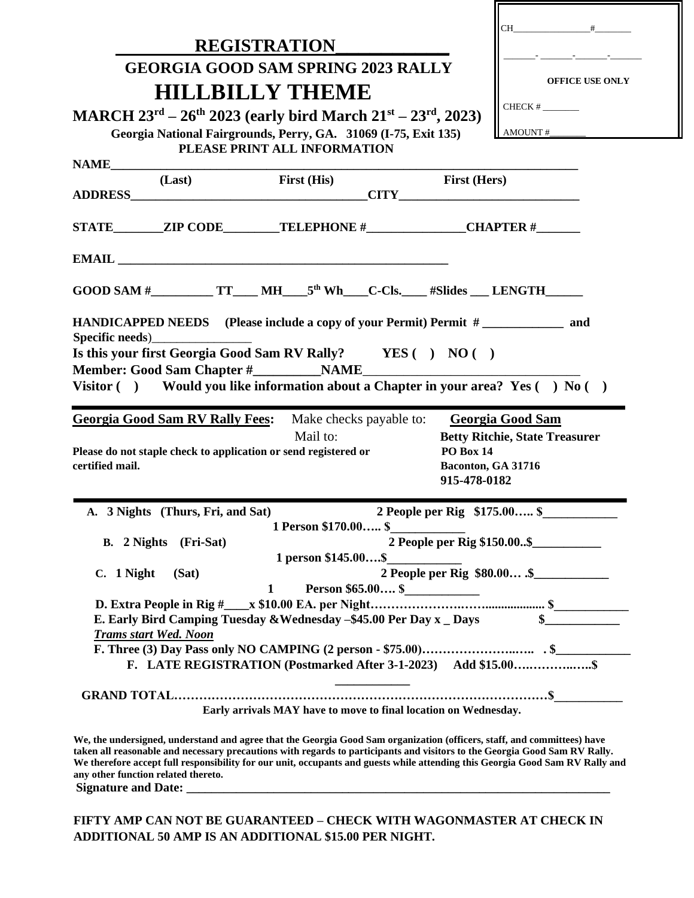CH________________#________

______-______-______-______

**OFFICE USE ONLY**

CHECK # ________

AMOUNT #________

# REGISTRATION

## GEORGIA GOOD SAM SPRING 2023 RALLY

# HILLBILLY THEME

**MARCH 23rd – 26th 2023 (early bird March 21st – 23rd, 2023)**

**Georgia National Fairgrounds, Perry, GA. 31069 (I-75, Exit 135)**

**PLEASE PRINT ALL INFORMATION**

**NAME**_______________________________________________________________________

**(Last)** **First (His)** **First (Hers)**

**ADDRESS**_____________________________________**CITY**_____________________________

**STATE**________**ZIP CODE**_________**TELEPHONE #**_______________**CHAPTER #**_______

**EMAIL** _______________________________________________________

**GOOD SAM #**__________ **TT**____ **MH**____**5th Wh**____**C-Cls.**____ **#Slides** ___ **LENGTH**______

**HANDICAPPED NEEDS (Please include a copy of your Permit) Permit #** _____________ **and Specific needs**)________________

**Is this your first Georgia Good Sam RV Rally? YES ( ) NO ( )**

**Member: Good Sam Chapter #**__________**NAME**__________________________________

**Visitor ( ) Would you like information about a Chapter in your area? Yes ( ) No ( )**

---

**Georgia Good Sam RV Rally Fees:** Make checks payable to: **Georgia Good Sam**

Mail to: **Betty Ritchie, State Treasurer**
**PO Box 14**
**Baconton, GA 31716**
**915-478-0182**

**Please do not staple check to application or send registered or certified mail.**

---

**A. 3 Nights (Thurs, Fri, and Sat)** **2 People per Rig $175.00….. $**____________
**1 Person $170.00….. $**____________

**B. 2 Nights (Fri-Sat)** **2 People per Rig $150.00..$**___________
**1 person $145.00….$**____________

**C. 1 Night (Sat)** **2 People per Rig $80.00… .$**____________
**1 Person $65.00…. $**____________

**D. Extra People in Rig #____x $10.00 EA. per Night…………………….……................... $**____________

**E. Early Bird Camping Tuesday &Wednesday –$45.00 Per Day x _ Days $**____________

***Trams start Wed. Noon***

**F. Three (3) Day Pass only NO CAMPING (2 person - $75.00)………………….….. . $**____________

**F. LATE REGISTRATION (Postmarked After 3-1-2023) Add $15.00….……….…..$**
____________

**GRAND TOTAL……………………………………………………………………………$**___________

**Early arrivals MAY have to move to final location on Wednesday.**

**We, the undersigned, understand and agree that the Georgia Good Sam organization (officers, staff, and committees) have taken all reasonable and necessary precautions with regards to participants and visitors to the Georgia Good Sam RV Rally. We therefore accept full responsibility for our unit, occupants and guests while attending this Georgia Good Sam RV Rally and any other function related thereto.**

**Signature and Date:** ______________________________________________________________________

**FIFTY AMP CAN NOT BE GUARANTEED – CHECK WITH WAGONMASTER AT CHECK IN ADDITIONAL 50 AMP IS AN ADDITIONAL $15.00 PER NIGHT.**